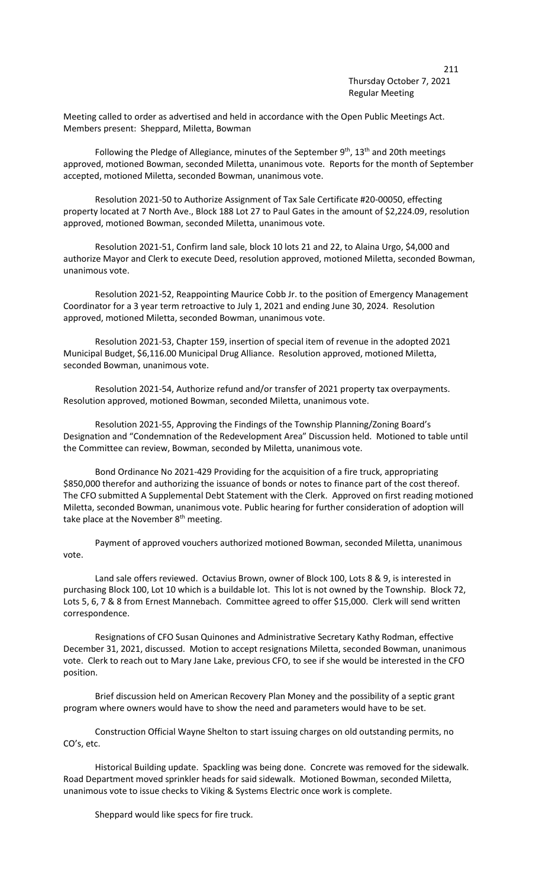Thursday October 7, 2021
Regular Meeting

Meeting called to order as advertised and held in accordance with the Open Public Meetings Act. Members present: Sheppard, Miletta, Bowman

Following the Pledge of Allegiance, minutes of the September 9th, 13th and 20th meetings approved, motioned Bowman, seconded Miletta, unanimous vote. Reports for the month of September accepted, motioned Miletta, seconded Bowman, unanimous vote.

Resolution 2021-50 to Authorize Assignment of Tax Sale Certificate #20-00050, effecting property located at 7 North Ave., Block 188 Lot 27 to Paul Gates in the amount of $2,224.09, resolution approved, motioned Bowman, seconded Miletta, unanimous vote.

Resolution 2021-51, Confirm land sale, block 10 lots 21 and 22, to Alaina Urgo, $4,000 and authorize Mayor and Clerk to execute Deed, resolution approved, motioned Miletta, seconded Bowman, unanimous vote.

Resolution 2021-52, Reappointing Maurice Cobb Jr. to the position of Emergency Management Coordinator for a 3 year term retroactive to July 1, 2021 and ending June 30, 2024. Resolution approved, motioned Miletta, seconded Bowman, unanimous vote.

Resolution 2021-53, Chapter 159, insertion of special item of revenue in the adopted 2021 Municipal Budget, $6,116.00 Municipal Drug Alliance. Resolution approved, motioned Miletta, seconded Bowman, unanimous vote.

Resolution 2021-54, Authorize refund and/or transfer of 2021 property tax overpayments. Resolution approved, motioned Bowman, seconded Miletta, unanimous vote.

Resolution 2021-55, Approving the Findings of the Township Planning/Zoning Board's Designation and "Condemnation of the Redevelopment Area" Discussion held. Motioned to table until the Committee can review, Bowman, seconded by Miletta, unanimous vote.

Bond Ordinance No 2021-429 Providing for the acquisition of a fire truck, appropriating $850,000 therefor and authorizing the issuance of bonds or notes to finance part of the cost thereof. The CFO submitted A Supplemental Debt Statement with the Clerk. Approved on first reading motioned Miletta, seconded Bowman, unanimous vote. Public hearing for further consideration of adoption will take place at the November 8th meeting.

Payment of approved vouchers authorized motioned Bowman, seconded Miletta, unanimous vote.

Land sale offers reviewed. Octavius Brown, owner of Block 100, Lots 8 & 9, is interested in purchasing Block 100, Lot 10 which is a buildable lot. This lot is not owned by the Township. Block 72, Lots 5, 6, 7 & 8 from Ernest Mannebach. Committee agreed to offer $15,000. Clerk will send written correspondence.

Resignations of CFO Susan Quinones and Administrative Secretary Kathy Rodman, effective December 31, 2021, discussed. Motion to accept resignations Miletta, seconded Bowman, unanimous vote. Clerk to reach out to Mary Jane Lake, previous CFO, to see if she would be interested in the CFO position.

Brief discussion held on American Recovery Plan Money and the possibility of a septic grant program where owners would have to show the need and parameters would have to be set.

Construction Official Wayne Shelton to start issuing charges on old outstanding permits, no CO's, etc.

Historical Building update. Spackling was being done. Concrete was removed for the sidewalk. Road Department moved sprinkler heads for said sidewalk. Motioned Bowman, seconded Miletta, unanimous vote to issue checks to Viking & Systems Electric once work is complete.

Sheppard would like specs for fire truck.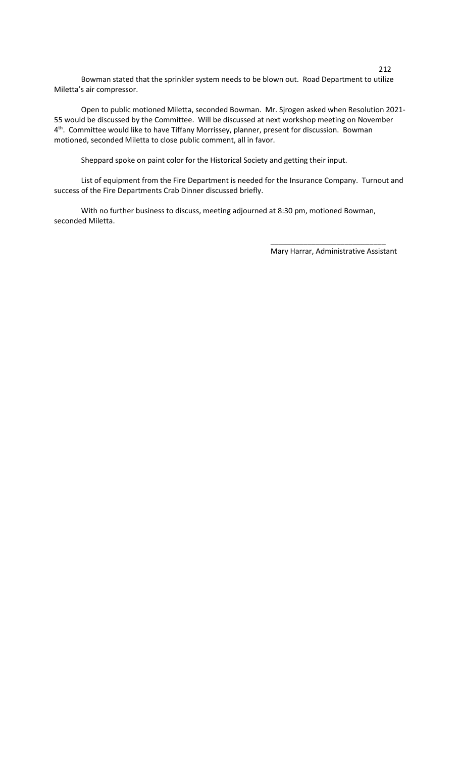Bowman stated that the sprinkler system needs to be blown out. Road Department to utilize Miletta's air compressor.

Open to public motioned Miletta, seconded Bowman. Mr. Sjrogen asked when Resolution 2021-55 would be discussed by the Committee. Will be discussed at next workshop meeting on November 4th. Committee would like to have Tiffany Morrissey, planner, present for discussion. Bowman motioned, seconded Miletta to close public comment, all in favor.

Sheppard spoke on paint color for the Historical Society and getting their input.

List of equipment from the Fire Department is needed for the Insurance Company. Turnout and success of the Fire Departments Crab Dinner discussed briefly.

With no further business to discuss, meeting adjourned at 8:30 pm, motioned Bowman, seconded Miletta.

\_\_\_\_\_\_\_\_\_\_\_\_\_\_\_\_\_\_\_\_\_\_\_\_\_\_\_\_

Mary Harrar, Administrative Assistant